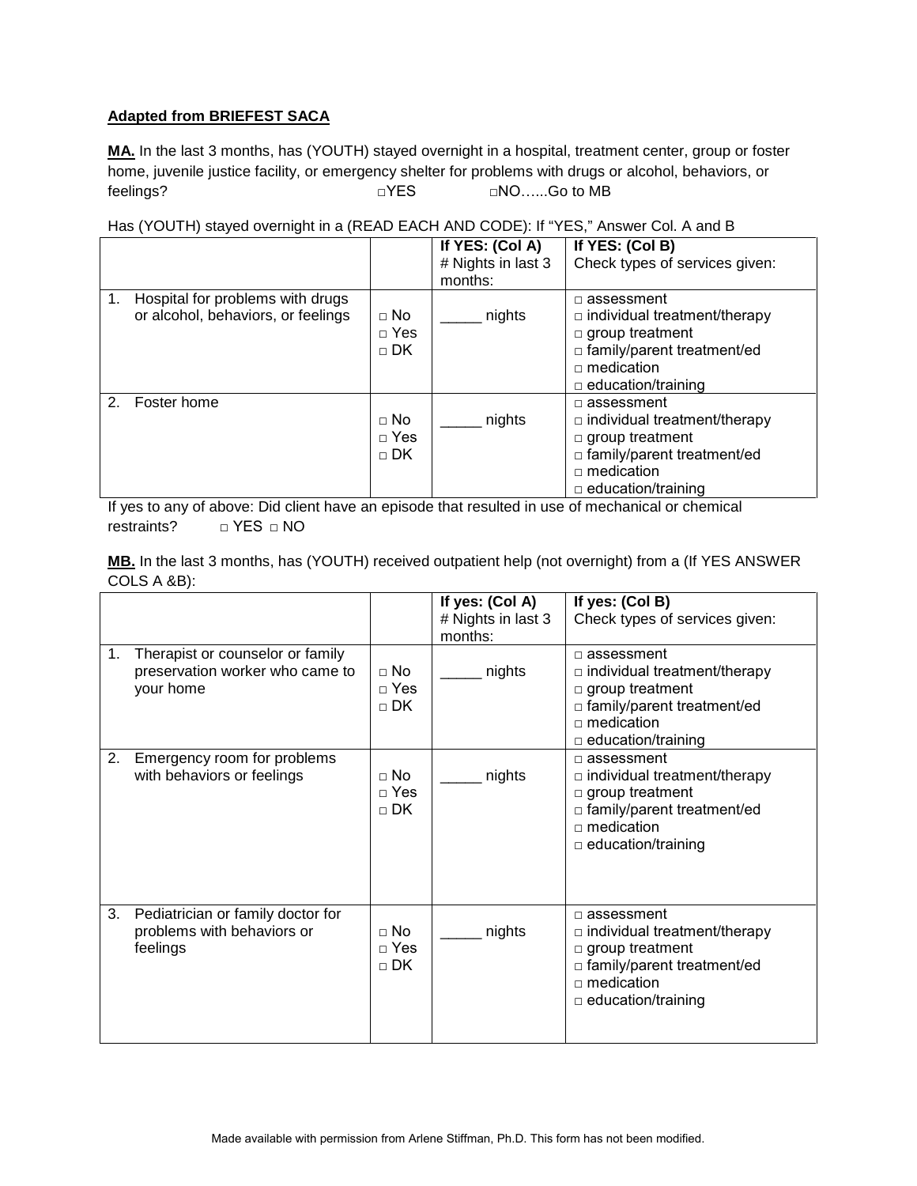**Adapted from BRIEFEST SACA**

**MA.** In the last 3 months, has (YOUTH) stayed overnight in a hospital, treatment center, group or foster home, juvenile justice facility, or emergency shelter for problems with drugs or alcohol, behaviors, or feelings? □YES □NO…...Go to MB

Has (YOUTH) stayed overnight in a (READ EACH AND CODE): If "YES," Answer Col. A and B

| | | **If YES: (Col A)** # Nights in last 3 months: | **If YES: (Col B)** Check types of services given: |
|---|---|---|---|
| 1. Hospital for problems with drugs or alcohol, behaviors, or feelings | □ No<br>□ Yes<br>□ DK | _____ nights | □ assessment<br>□ individual treatment/therapy<br>□ group treatment<br>□ family/parent treatment/ed<br>□ medication<br>□ education/training |
| 2. Foster home | □ No<br>□ Yes<br>□ DK | _____ nights | □ assessment<br>□ individual treatment/therapy<br>□ group treatment<br>□ family/parent treatment/ed<br>□ medication<br>□ education/training |

If yes to any of above: Did client have an episode that resulted in use of mechanical or chemical restraints? □ YES □ NO

**MB.** In the last 3 months, has (YOUTH) received outpatient help (not overnight) from a (If YES ANSWER COLS A &B):

| | | **If yes: (Col A)** # Nights in last 3 months: | **If yes: (Col B)** Check types of services given: |
|---|---|---|---|
| 1. Therapist or counselor or family preservation worker who came to your home | □ No<br>□ Yes<br>□ DK | _____ nights | □ assessment<br>□ individual treatment/therapy<br>□ group treatment<br>□ family/parent treatment/ed<br>□ medication<br>□ education/training |
| 2. Emergency room for problems with behaviors or feelings | □ No<br>□ Yes<br>□ DK | _____ nights | □ assessment<br>□ individual treatment/therapy<br>□ group treatment<br>□ family/parent treatment/ed<br>□ medication<br>□ education/training |
| 3. Pediatrician or family doctor for problems with behaviors or feelings | □ No<br>□ Yes<br>□ DK | _____ nights | □ assessment<br>□ individual treatment/therapy<br>□ group treatment<br>□ family/parent treatment/ed<br>□ medication<br>□ education/training |

Made available with permission from Arlene Stiffman, Ph.D. This form has not been modified.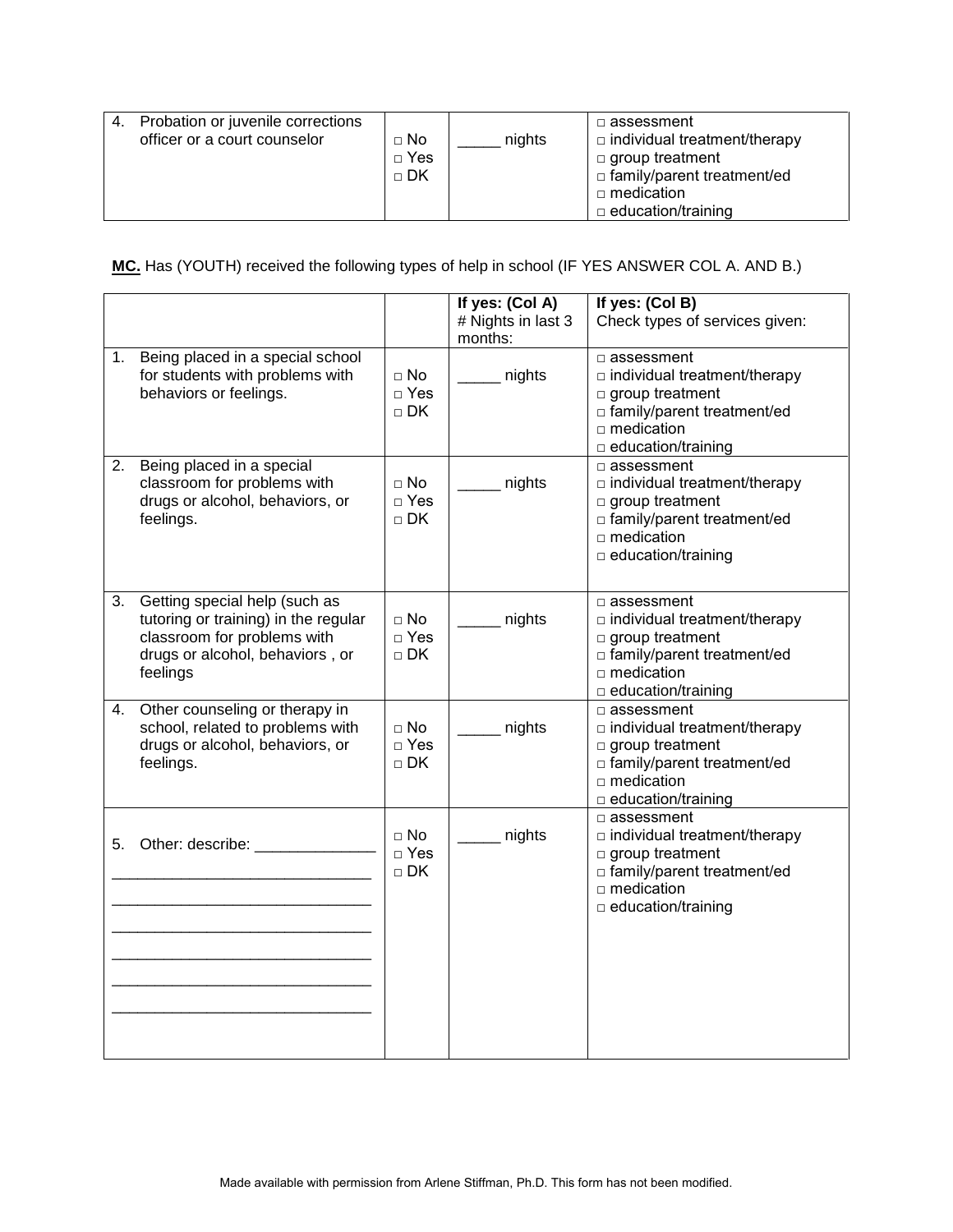| | | | |
|---|---|---|---|
| 4. Probation or juvenile corrections officer or a court counselor | □ No<br>□ Yes<br>□ DK | _____ nights | □ assessment<br>□ individual treatment/therapy<br>□ group treatment<br>□ family/parent treatment/ed<br>□ medication<br>□ education/training |

**<u>MC.</u>** Has (YOUTH) received the following types of help in school (IF YES ANSWER COL A. AND B.)

| | | **If yes: (Col A)**<br># Nights in last 3 months: | **If yes: (Col B)**<br>Check types of services given: |
|---|---|---|---|
| 1. Being placed in a special school for students with problems with behaviors or feelings. | □ No<br>□ Yes<br>□ DK | _____ nights | □ assessment<br>□ individual treatment/therapy<br>□ group treatment<br>□ family/parent treatment/ed<br>□ medication<br>□ education/training |
| 2. Being placed in a special classroom for problems with drugs or alcohol, behaviors, or feelings. | □ No<br>□ Yes<br>□ DK | _____ nights | □ assessment<br>□ individual treatment/therapy<br>□ group treatment<br>□ family/parent treatment/ed<br>□ medication<br>□ education/training |
| 3. Getting special help (such as tutoring or training) in the regular classroom for problems with drugs or alcohol, behaviors , or feelings | □ No<br>□ Yes<br>□ DK | _____ nights | □ assessment<br>□ individual treatment/therapy<br>□ group treatment<br>□ family/parent treatment/ed<br>□ medication<br>□ education/training |
| 4. Other counseling or therapy in school, related to problems with drugs or alcohol, behaviors, or feelings. | □ No<br>□ Yes<br>□ DK | _____ nights | □ assessment<br>□ individual treatment/therapy<br>□ group treatment<br>□ family/parent treatment/ed<br>□ medication<br>□ education/training |
| 5. Other: describe: ______________<br>______________________________<br>______________________________<br>______________________________<br>______________________________<br>______________________________<br>______________________________ | □ No<br>□ Yes<br>□ DK | _____ nights | □ assessment<br>□ individual treatment/therapy<br>□ group treatment<br>□ family/parent treatment/ed<br>□ medication<br>□ education/training |

Made available with permission from Arlene Stiffman, Ph.D. This form has not been modified.